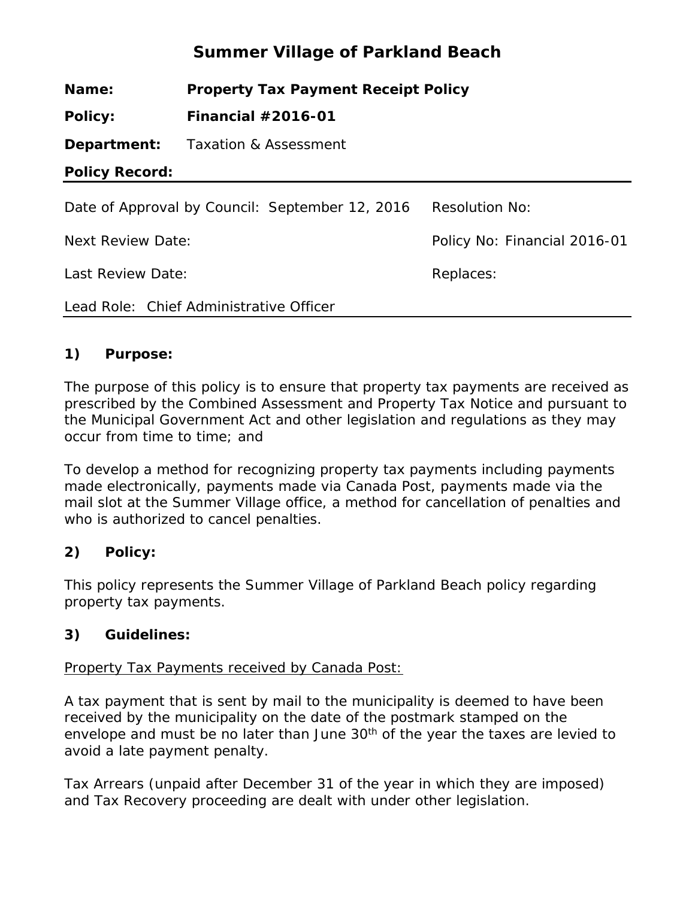# Summary Village of Parkland Beach

| | |
|---|---|
| **Name:** | **Property Tax Payment Receipt Policy** |
| **Policy:** | **Financial #2016-01** |
| **Department:** | Taxation & Assessment |
| **Policy Record:** | |

| | |
|---|---|
| Date of Approval by Council: September 12, 2016 | Resolution No: |
| Next Review Date: | Policy No: Financial 2016-01 |
| Last Review Date: | Replaces: |
| Lead Role: Chief Administrative Officer | |

## 1) Purpose:

The purpose of this policy is to ensure that property tax payments are received as prescribed by the Combined Assessment and Property Tax Notice and pursuant to the Municipal Government Act and other legislation and regulations as they may occur from time to time; and

To develop a method for recognizing property tax payments including payments made electronically, payments made via Canada Post, payments made via the mail slot at the Summer Village office, a method for cancellation of penalties and who is authorized to cancel penalties.

## 2) Policy:

This policy represents the Summer Village of Parkland Beach policy regarding property tax payments.

## 3) Guidelines:

Property Tax Payments received by Canada Post:

A tax payment that is sent by mail to the municipality is deemed to have been received by the municipality on the date of the postmark stamped on the envelope and must be no later than June 30th of the year the taxes are levied to avoid a late payment penalty.

Tax Arrears (unpaid after December 31 of the year in which they are imposed) and Tax Recovery proceeding are dealt with under other legislation.

# Summer Village of Parkland Beach

| | |
|---|---|
| **Name:** | **Property Tax Payment Receipt Policy** |
| **Policy:** | **Financial #2016-01** |
| **Department:** | Taxation & Assessment |
| **Policy Record:** | |

| | |
|---|---|
| Date of Approval by Council: September 12, 2016 | Resolution No: |
| Next Review Date: | Policy No: Financial 2016-01 |
| Last Review Date: | Replaces: |
| Lead Role: Chief Administrative Officer | |

## 1) Purpose:

The purpose of this policy is to ensure that property tax payments are received as prescribed by the Combined Assessment and Property Tax Notice and pursuant to the Municipal Government Act and other legislation and regulations as they may occur from time to time; and

To develop a method for recognizing property tax payments including payments made electronically, payments made via Canada Post, payments made via the mail slot at the Summer Village office, a method for cancellation of penalties and who is authorized to cancel penalties.

## 2) Policy:

This policy represents the Summer Village of Parkland Beach policy regarding property tax payments.

## 3) Guidelines:

Property Tax Payments received by Canada Post:

A tax payment that is sent by mail to the municipality is deemed to have been received by the municipality on the date of the postmark stamped on the envelope and must be no later than June 30th of the year the taxes are levied to avoid a late payment penalty.

Tax Arrears (unpaid after December 31 of the year in which they are imposed) and Tax Recovery proceeding are dealt with under other legislation.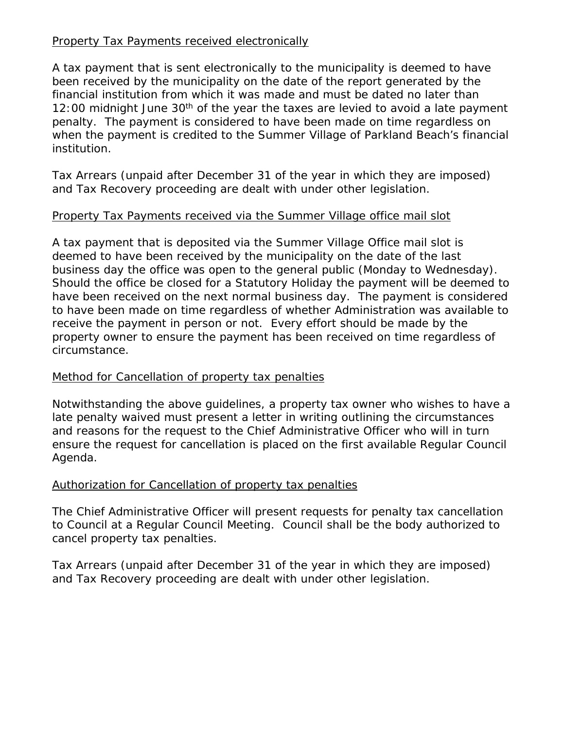Property Tax Payments received electronically

A tax payment that is sent electronically to the municipality is deemed to have been received by the municipality on the date of the report generated by the financial institution from which it was made and must be dated no later than 12:00 midnight June 30th of the year the taxes are levied to avoid a late payment penalty. The payment is considered to have been made on time regardless on when the payment is credited to the Summer Village of Parkland Beach's financial institution.

Tax Arrears (unpaid after December 31 of the year in which they are imposed) and Tax Recovery proceeding are dealt with under other legislation.

Property Tax Payments received via the Summer Village office mail slot

A tax payment that is deposited via the Summer Village Office mail slot is deemed to have been received by the municipality on the date of the last business day the office was open to the general public (Monday to Wednesday). Should the office be closed for a Statutory Holiday the payment will be deemed to have been received on the next normal business day. The payment is considered to have been made on time regardless of whether Administration was available to receive the payment in person or not. Every effort should be made by the property owner to ensure the payment has been received on time regardless of circumstance.

Method for Cancellation of property tax penalties

Notwithstanding the above guidelines, a property tax owner who wishes to have a late penalty waived must present a letter in writing outlining the circumstances and reasons for the request to the Chief Administrative Officer who will in turn ensure the request for cancellation is placed on the first available Regular Council Agenda.

Authorization for Cancellation of property tax penalties

The Chief Administrative Officer will present requests for penalty tax cancellation to Council at a Regular Council Meeting. Council shall be the body authorized to cancel property tax penalties.

Tax Arrears (unpaid after December 31 of the year in which they are imposed) and Tax Recovery proceeding are dealt with under other legislation.